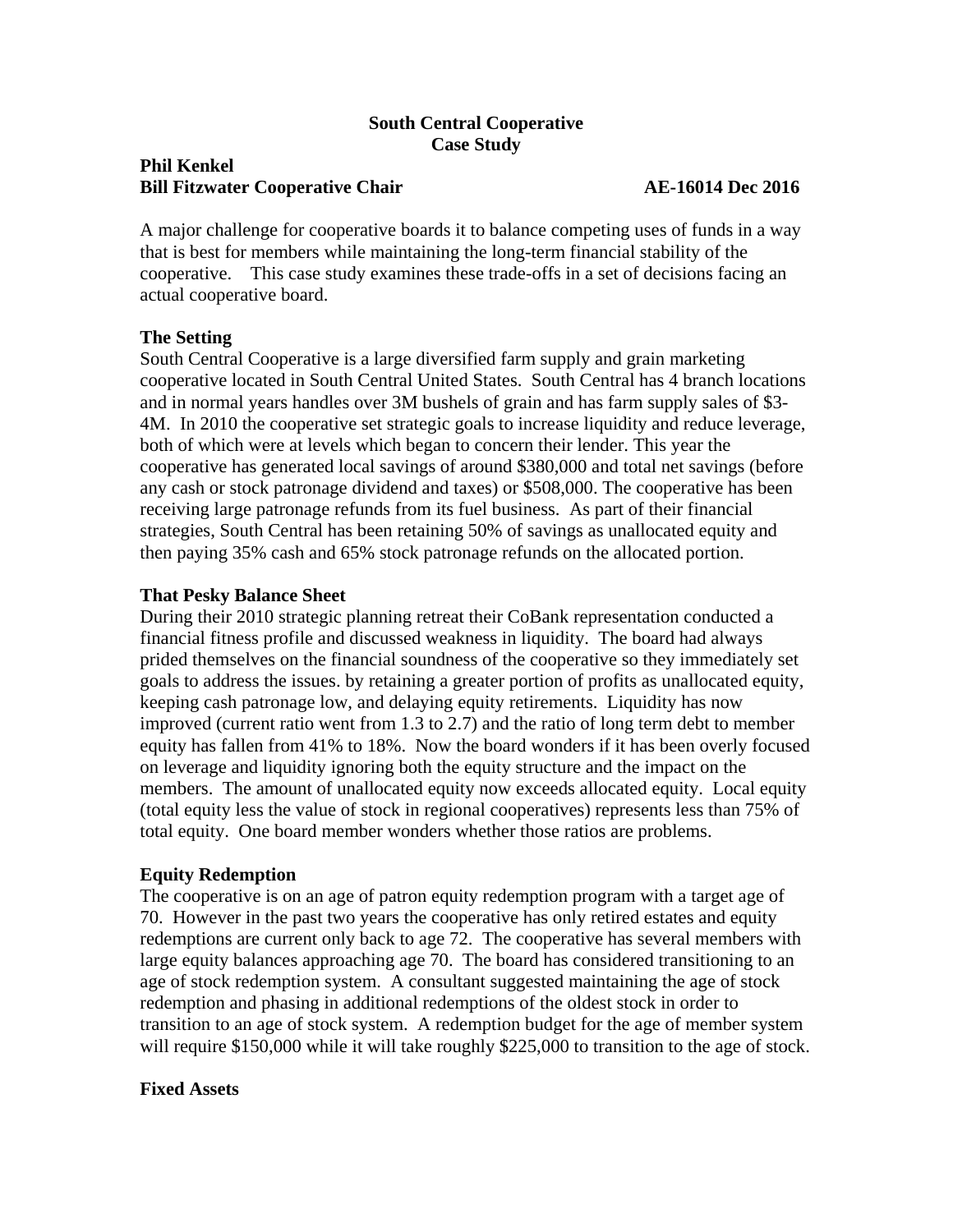# South Central Cooperative
## Case Study

**Phil Kenkel**
**Bill Fitzwater Cooperative Chair** **AE-16014 Dec 2016**

A major challenge for cooperative boards it to balance competing uses of funds in a way that is best for members while maintaining the long-term financial stability of the cooperative. This case study examines these trade-offs in a set of decisions facing an actual cooperative board.

### The Setting

South Central Cooperative is a large diversified farm supply and grain marketing cooperative located in South Central United States. South Central has 4 branch locations and in normal years handles over 3M bushels of grain and has farm supply sales of $3-4M. In 2010 the cooperative set strategic goals to increase liquidity and reduce leverage, both of which were at levels which began to concern their lender. This year the cooperative has generated local savings of around $380,000 and total net savings (before any cash or stock patronage dividend and taxes) or $508,000. The cooperative has been receiving large patronage refunds from its fuel business. As part of their financial strategies, South Central has been retaining 50% of savings as unallocated equity and then paying 35% cash and 65% stock patronage refunds on the allocated portion.

### That Pesky Balance Sheet

During their 2010 strategic planning retreat their CoBank representation conducted a financial fitness profile and discussed weakness in liquidity. The board had always prided themselves on the financial soundness of the cooperative so they immediately set goals to address the issues. by retaining a greater portion of profits as unallocated equity, keeping cash patronage low, and delaying equity retirements. Liquidity has now improved (current ratio went from 1.3 to 2.7) and the ratio of long term debt to member equity has fallen from 41% to 18%. Now the board wonders if it has been overly focused on leverage and liquidity ignoring both the equity structure and the impact on the members. The amount of unallocated equity now exceeds allocated equity. Local equity (total equity less the value of stock in regional cooperatives) represents less than 75% of total equity. One board member wonders whether those ratios are problems.

### Equity Redemption

The cooperative is on an age of patron equity redemption program with a target age of 70. However in the past two years the cooperative has only retired estates and equity redemptions are current only back to age 72. The cooperative has several members with large equity balances approaching age 70. The board has considered transitioning to an age of stock redemption system. A consultant suggested maintaining the age of stock redemption and phasing in additional redemptions of the oldest stock in order to transition to an age of stock system. A redemption budget for the age of member system will require $150,000 while it will take roughly $225,000 to transition to the age of stock.

### Fixed Assets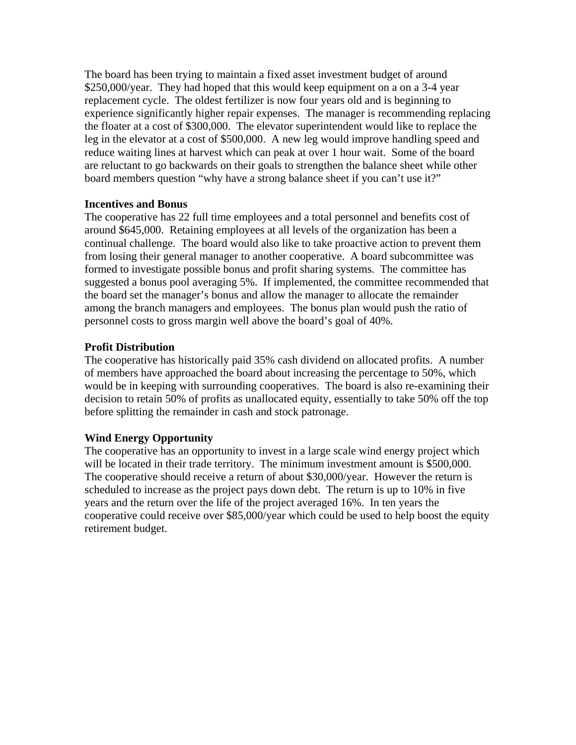The board has been trying to maintain a fixed asset investment budget of around $250,000/year. They had hoped that this would keep equipment on a on a 3-4 year replacement cycle. The oldest fertilizer is now four years old and is beginning to experience significantly higher repair expenses. The manager is recommending replacing the floater at a cost of $300,000. The elevator superintendent would like to replace the leg in the elevator at a cost of $500,000. A new leg would improve handling speed and reduce waiting lines at harvest which can peak at over 1 hour wait. Some of the board are reluctant to go backwards on their goals to strengthen the balance sheet while other board members question "why have a strong balance sheet if you can't use it?"

**Incentives and Bonus**

The cooperative has 22 full time employees and a total personnel and benefits cost of around $645,000. Retaining employees at all levels of the organization has been a continual challenge. The board would also like to take proactive action to prevent them from losing their general manager to another cooperative. A board subcommittee was formed to investigate possible bonus and profit sharing systems. The committee has suggested a bonus pool averaging 5%. If implemented, the committee recommended that the board set the manager's bonus and allow the manager to allocate the remainder among the branch managers and employees. The bonus plan would push the ratio of personnel costs to gross margin well above the board's goal of 40%.

**Profit Distribution**

The cooperative has historically paid 35% cash dividend on allocated profits. A number of members have approached the board about increasing the percentage to 50%, which would be in keeping with surrounding cooperatives. The board is also re-examining their decision to retain 50% of profits as unallocated equity, essentially to take 50% off the top before splitting the remainder in cash and stock patronage.

**Wind Energy Opportunity**

The cooperative has an opportunity to invest in a large scale wind energy project which will be located in their trade territory. The minimum investment amount is $500,000. The cooperative should receive a return of about $30,000/year. However the return is scheduled to increase as the project pays down debt. The return is up to 10% in five years and the return over the life of the project averaged 16%. In ten years the cooperative could receive over $85,000/year which could be used to help boost the equity retirement budget.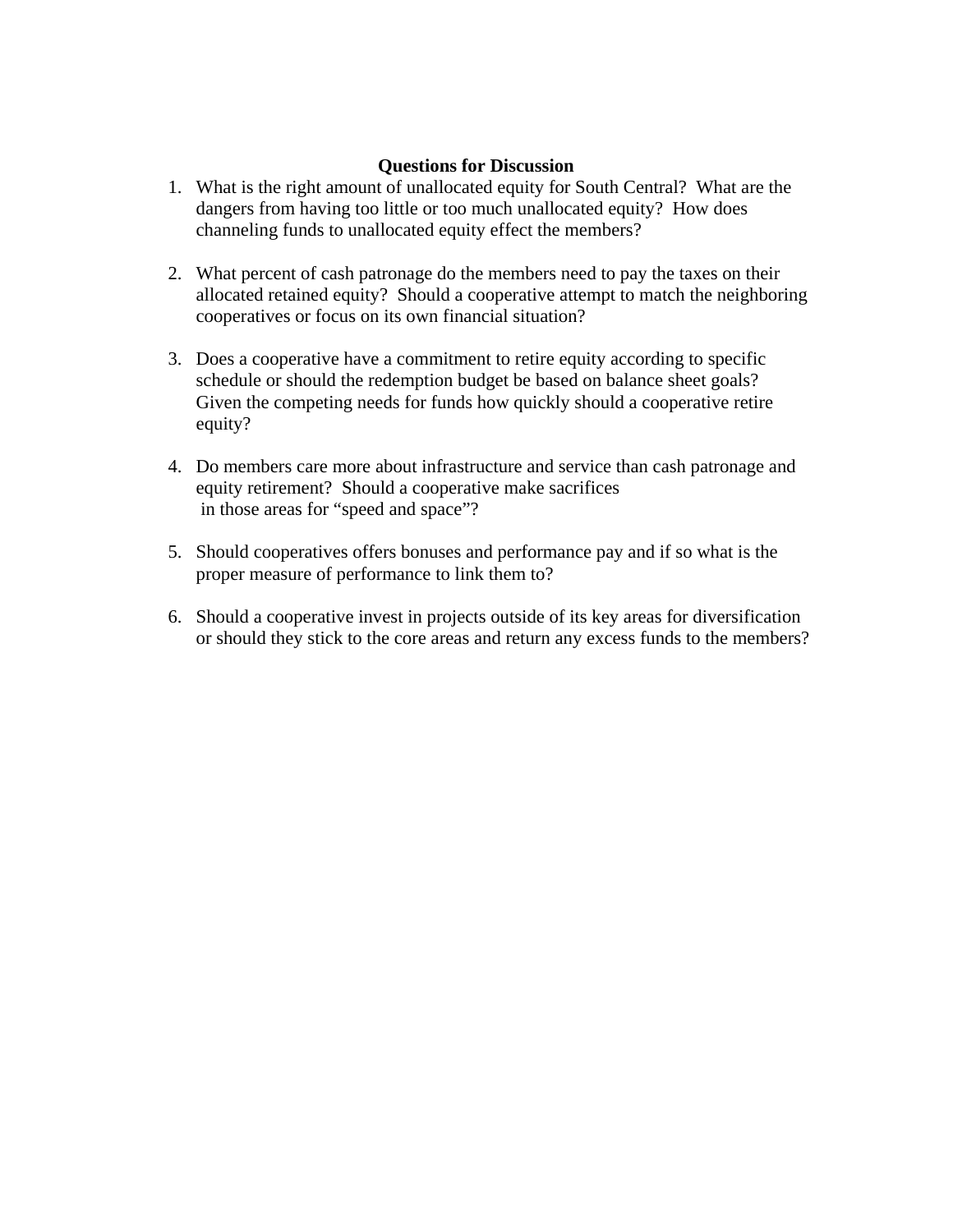## Questions for Discussion

1. What is the right amount of unallocated equity for South Central? What are the dangers from having too little or too much unallocated equity? How does channeling funds to unallocated equity effect the members?

2. What percent of cash patronage do the members need to pay the taxes on their allocated retained equity? Should a cooperative attempt to match the neighboring cooperatives or focus on its own financial situation?

3. Does a cooperative have a commitment to retire equity according to specific schedule or should the redemption budget be based on balance sheet goals? Given the competing needs for funds how quickly should a cooperative retire equity?

4. Do members care more about infrastructure and service than cash patronage and equity retirement? Should a cooperative make sacrifices in those areas for "speed and space"?

5. Should cooperatives offers bonuses and performance pay and if so what is the proper measure of performance to link them to?

6. Should a cooperative invest in projects outside of its key areas for diversification or should they stick to the core areas and return any excess funds to the members?